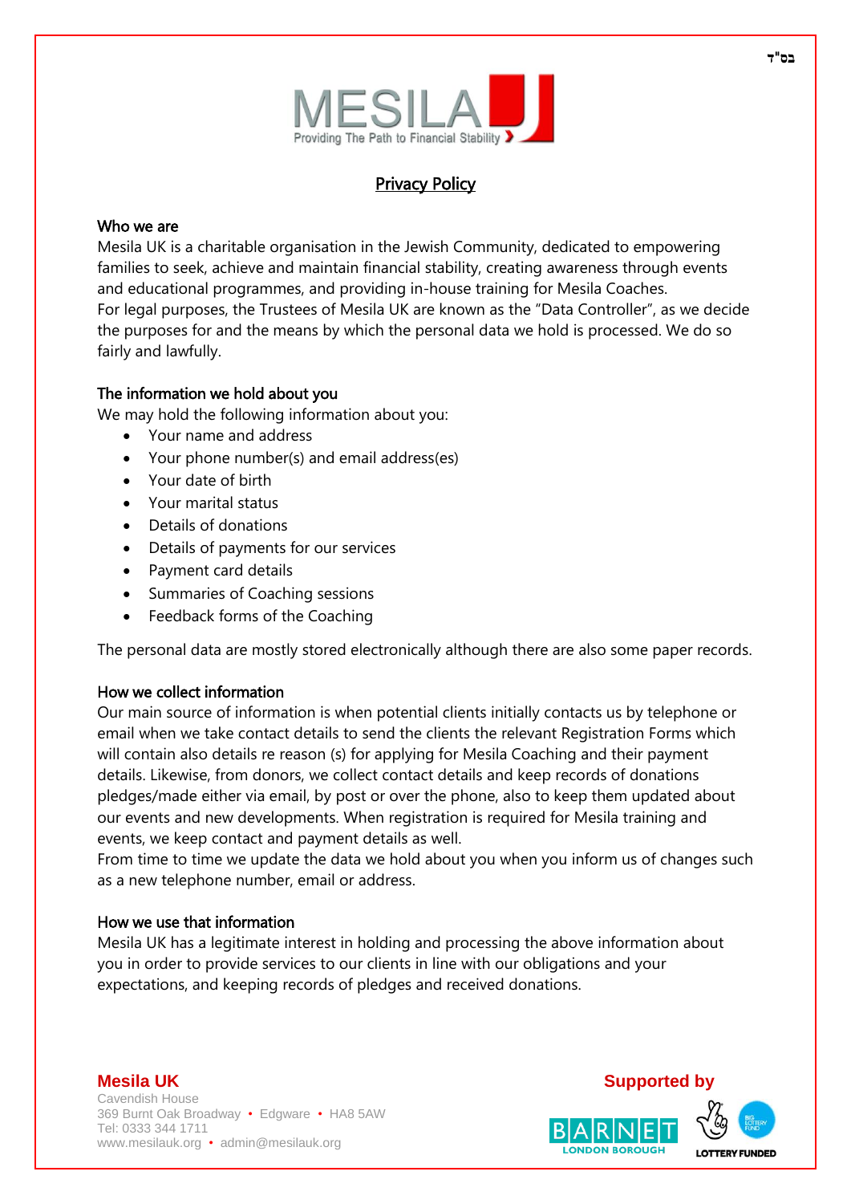בס"ד

# Privacy Policy

## Who we are

Mesila UK is a charitable organisation in the Jewish Community, dedicated to empowering families to seek, achieve and maintain financial stability, creating awareness through events and educational programmes, and providing in-house training for Mesila Coaches.
For legal purposes, the Trustees of Mesila UK are known as the "Data Controller", as we decide the purposes for and the means by which the personal data we hold is processed. We do so fairly and lawfully.

## The information we hold about you

We may hold the following information about you:

- Your name and address
- Your phone number(s) and email address(es)
- Your date of birth
- Your marital status
- Details of donations
- Details of payments for our services
- Payment card details
- Summaries of Coaching sessions
- Feedback forms of the Coaching

The personal data are mostly stored electronically although there are also some paper records.

## How we collect information

Our main source of information is when potential clients initially contacts us by telephone or email when we take contact details to send the clients the relevant Registration Forms which will contain also details re reason (s) for applying for Mesila Coaching and their payment details. Likewise, from donors, we collect contact details and keep records of donations pledges/made either via email, by post or over the phone, also to keep them updated about our events and new developments. When registration is required for Mesila training and events, we keep contact and payment details as well.
From time to time we update the data we hold about you when you inform us of changes such as a new telephone number, email or address.

## How we use that information

Mesila UK has a legitimate interest in holding and processing the above information about you in order to provide services to our clients in line with our obligations and your expectations, and keeping records of pledges and received donations.

**Mesila UK**
Cavendish House
369 Burnt Oak Broadway • Edgware • HA8 5AW
Tel: 0333 344 1711
www.mesilauk.org • admin@mesilauk.org

**Supported by**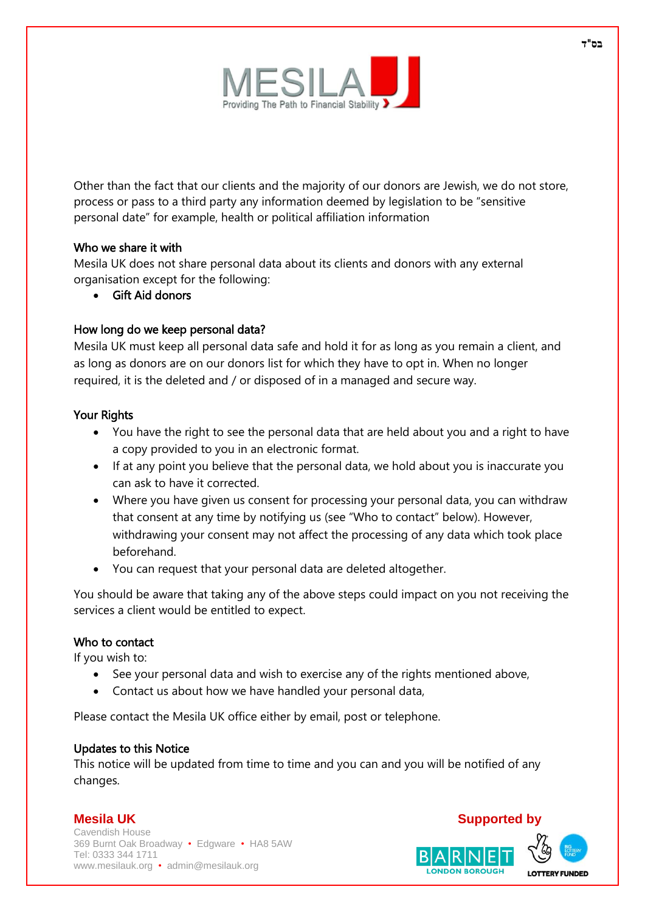Other than the fact that our clients and the majority of our donors are Jewish, we do not store, process or pass to a third party any information deemed by legislation to be "sensitive personal date" for example, health or political affiliation information

### Who we share it with

Mesila UK does not share personal data about its clients and donors with any external organisation except for the following:

- Gift Aid donors

### How long do we keep personal data?

Mesila UK must keep all personal data safe and hold it for as long as you remain a client, and as long as donors are on our donors list for which they have to opt in. When no longer required, it is the deleted and / or disposed of in a managed and secure way.

### Your Rights

- You have the right to see the personal data that are held about you and a right to have a copy provided to you in an electronic format.
- If at any point you believe that the personal data, we hold about you is inaccurate you can ask to have it corrected.
- Where you have given us consent for processing your personal data, you can withdraw that consent at any time by notifying us (see "Who to contact" below). However, withdrawing your consent may not affect the processing of any data which took place beforehand.
- You can request that your personal data are deleted altogether.

You should be aware that taking any of the above steps could impact on you not receiving the services a client would be entitled to expect.

### Who to contact

If you wish to:

- See your personal data and wish to exercise any of the rights mentioned above,
- Contact us about how we have handled your personal data,

Please contact the Mesila UK office either by email, post or telephone.

### Updates to this Notice

This notice will be updated from time to time and you can and you will be notified of any changes.

**Mesila UK**
Cavendish House
369 Burnt Oak Broadway • Edgware • HA8 5AW
Tel: 0333 344 1711
www.mesilauk.org • admin@mesilauk.org

**Supported by**